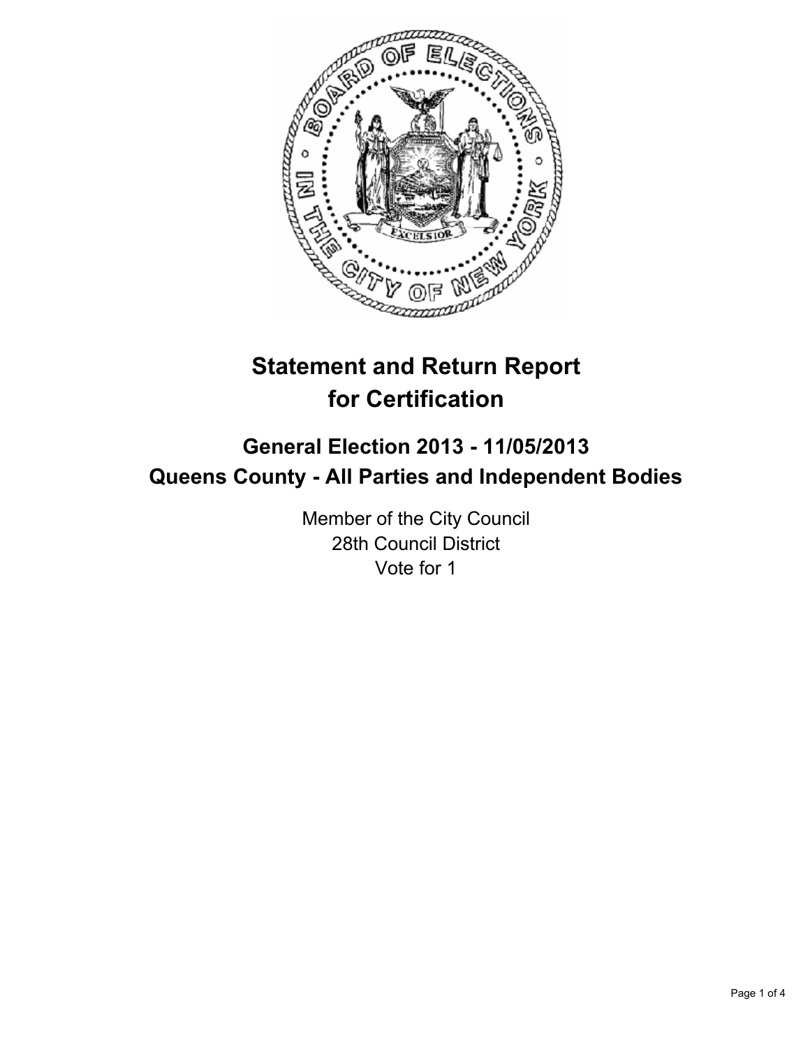# Statement and Return Report for Certification

## General Election 2013 - 11/05/2013
## Queens County - All Parties and Independent Bodies

Member of the City Council
28th Council District
Vote for 1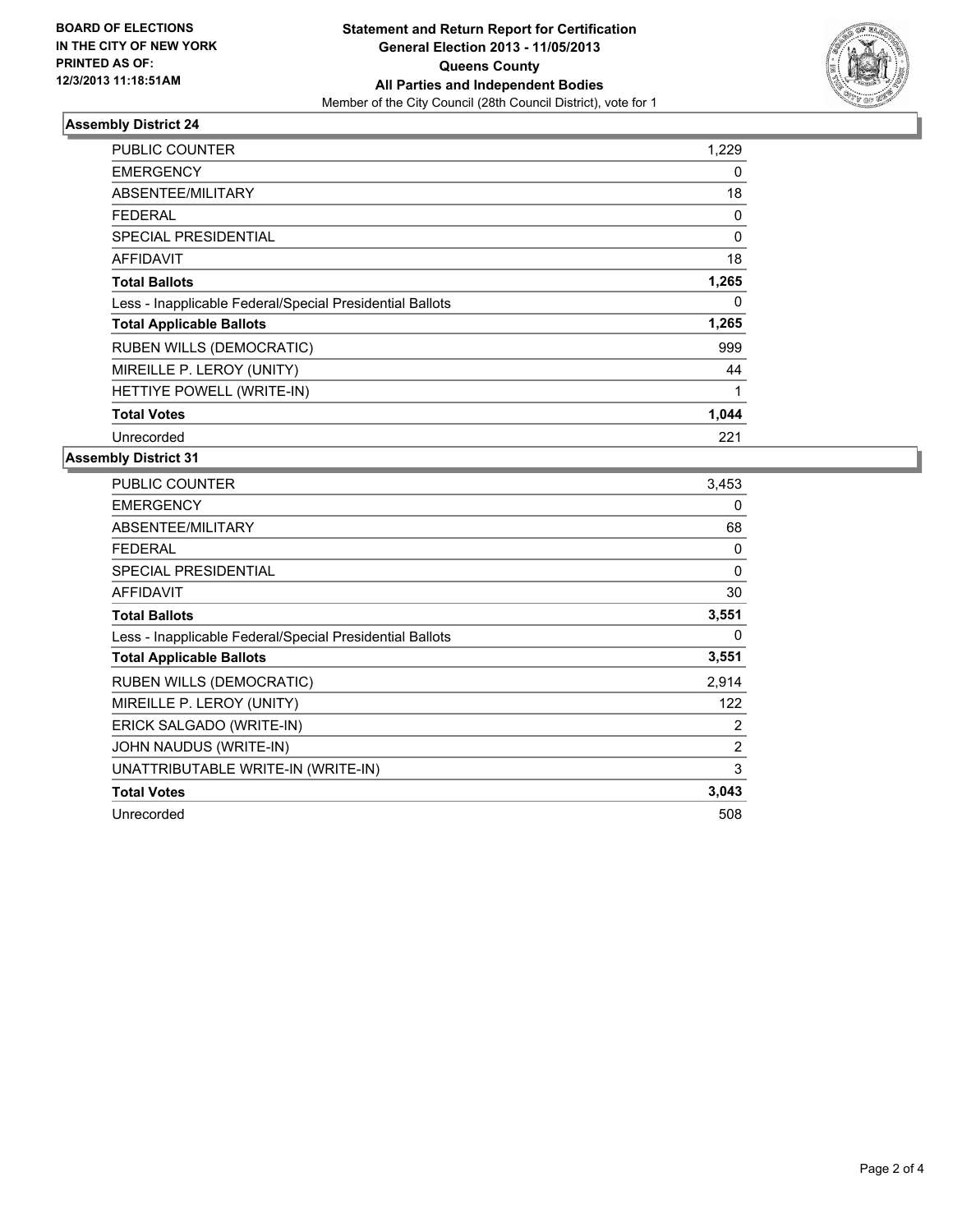**BOARD OF ELECTIONS IN THE CITY OF NEW YORK PRINTED AS OF: 12/3/2013 11:18:51AM**

**Statement and Return Report for Certification General Election 2013 - 11/05/2013 Queens County All Parties and Independent Bodies**

Member of the City Council (28th Council District), vote for 1

### Assembly District 24

| | |
|---|---|
| PUBLIC COUNTER | 1,229 |
| EMERGENCY | 0 |
| ABSENTEE/MILITARY | 18 |
| FEDERAL | 0 |
| SPECIAL PRESIDENTIAL | 0 |
| AFFIDAVIT | 18 |
| **Total Ballots** | **1,265** |
| Less - Inapplicable Federal/Special Presidential Ballots | 0 |
| **Total Applicable Ballots** | **1,265** |
| RUBEN WILLS (DEMOCRATIC) | 999 |
| MIREILLE P. LEROY (UNITY) | 44 |
| HETTIYE POWELL (WRITE-IN) | 1 |
| **Total Votes** | **1,044** |
| Unrecorded | 221 |

### Assembly District 31

| | |
|---|---|
| PUBLIC COUNTER | 3,453 |
| EMERGENCY | 0 |
| ABSENTEE/MILITARY | 68 |
| FEDERAL | 0 |
| SPECIAL PRESIDENTIAL | 0 |
| AFFIDAVIT | 30 |
| **Total Ballots** | **3,551** |
| Less - Inapplicable Federal/Special Presidential Ballots | 0 |
| **Total Applicable Ballots** | **3,551** |
| RUBEN WILLS (DEMOCRATIC) | 2,914 |
| MIREILLE P. LEROY (UNITY) | 122 |
| ERICK SALGADO (WRITE-IN) | 2 |
| JOHN NAUDUS (WRITE-IN) | 2 |
| UNATTRIBUTABLE WRITE-IN (WRITE-IN) | 3 |
| **Total Votes** | **3,043** |
| Unrecorded | 508 |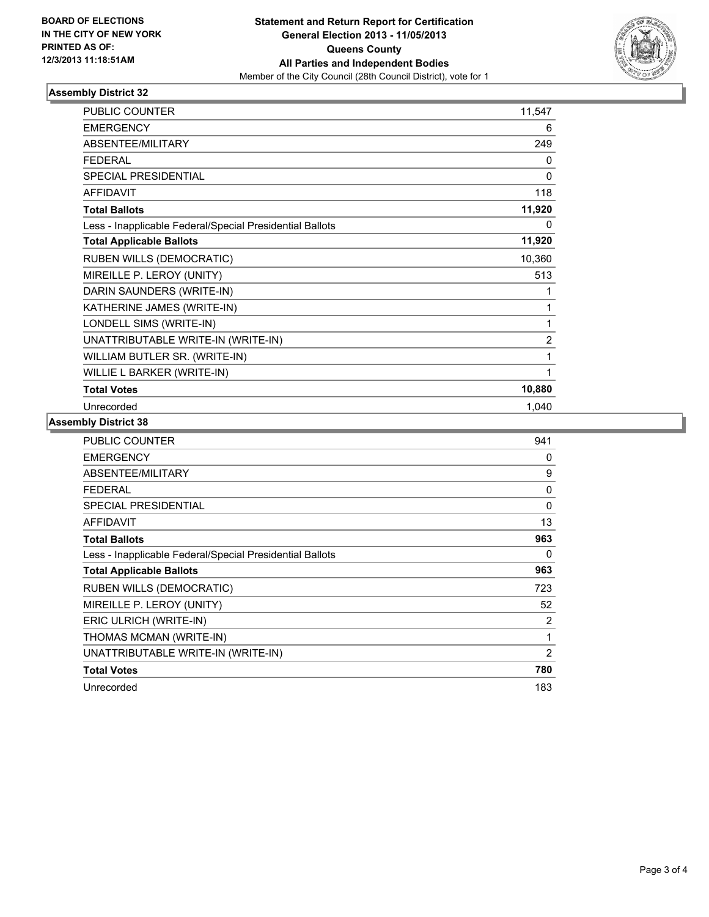BOARD OF ELECTIONS
IN THE CITY OF NEW YORK
PRINTED AS OF:
12/3/2013 11:18:51AM

**Statement and Return Report for Certification**
**General Election 2013 - 11/05/2013**
**Queens County**
**All Parties and Independent Bodies**
Member of the City Council (28th Council District), vote for 1

### Assembly District 32

| | |
|---|---|
| PUBLIC COUNTER | 11,547 |
| EMERGENCY | 6 |
| ABSENTEE/MILITARY | 249 |
| FEDERAL | 0 |
| SPECIAL PRESIDENTIAL | 0 |
| AFFIDAVIT | 118 |
| **Total Ballots** | **11,920** |
| Less - Inapplicable Federal/Special Presidential Ballots | 0 |
| **Total Applicable Ballots** | **11,920** |
| RUBEN WILLS (DEMOCRATIC) | 10,360 |
| MIREILLE P. LEROY (UNITY) | 513 |
| DARIN SAUNDERS (WRITE-IN) | 1 |
| KATHERINE JAMES (WRITE-IN) | 1 |
| LONDELL SIMS (WRITE-IN) | 1 |
| UNATTRIBUTABLE WRITE-IN (WRITE-IN) | 2 |
| WILLIAM BUTLER SR. (WRITE-IN) | 1 |
| WILLIE L BARKER (WRITE-IN) | 1 |
| **Total Votes** | **10,880** |
| Unrecorded | 1,040 |

### Assembly District 38

| | |
|---|---|
| PUBLIC COUNTER | 941 |
| EMERGENCY | 0 |
| ABSENTEE/MILITARY | 9 |
| FEDERAL | 0 |
| SPECIAL PRESIDENTIAL | 0 |
| AFFIDAVIT | 13 |
| **Total Ballots** | **963** |
| Less - Inapplicable Federal/Special Presidential Ballots | 0 |
| **Total Applicable Ballots** | **963** |
| RUBEN WILLS (DEMOCRATIC) | 723 |
| MIREILLE P. LEROY (UNITY) | 52 |
| ERIC ULRICH (WRITE-IN) | 2 |
| THOMAS MCMAN (WRITE-IN) | 1 |
| UNATTRIBUTABLE WRITE-IN (WRITE-IN) | 2 |
| **Total Votes** | **780** |
| Unrecorded | 183 |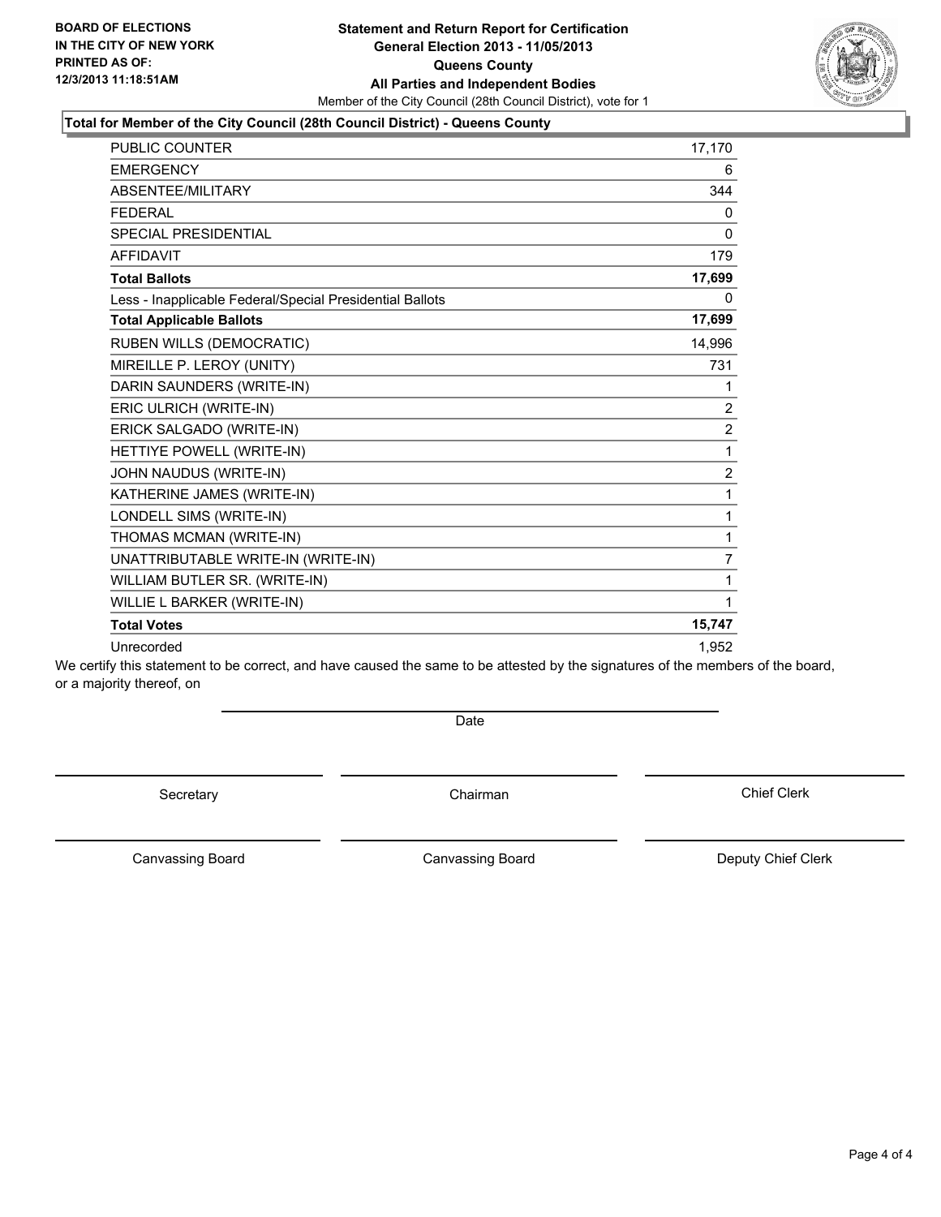**BOARD OF ELECTIONS IN THE CITY OF NEW YORK PRINTED AS OF: 12/3/2013 11:18:51AM**

**Statement and Return Report for Certification General Election 2013 - 11/05/2013 Queens County All Parties and Independent Bodies**

Member of the City Council (28th Council District), vote for 1

**Total for Member of the City Council (28th Council District) - Queens County**

| | |
|---|---|
| PUBLIC COUNTER | 17,170 |
| EMERGENCY | 6 |
| ABSENTEE/MILITARY | 344 |
| FEDERAL | 0 |
| SPECIAL PRESIDENTIAL | 0 |
| AFFIDAVIT | 179 |
| **Total Ballots** | **17,699** |
| Less - Inapplicable Federal/Special Presidential Ballots | 0 |
| **Total Applicable Ballots** | **17,699** |
| RUBEN WILLS (DEMOCRATIC) | 14,996 |
| MIREILLE P. LEROY (UNITY) | 731 |
| DARIN SAUNDERS (WRITE-IN) | 1 |
| ERIC ULRICH (WRITE-IN) | 2 |
| ERICK SALGADO (WRITE-IN) | 2 |
| HETTIYE POWELL (WRITE-IN) | 1 |
| JOHN NAUDUS (WRITE-IN) | 2 |
| KATHERINE JAMES (WRITE-IN) | 1 |
| LONDELL SIMS (WRITE-IN) | 1 |
| THOMAS MCMAN (WRITE-IN) | 1 |
| UNATTRIBUTABLE WRITE-IN (WRITE-IN) | 7 |
| WILLIAM BUTLER SR. (WRITE-IN) | 1 |
| WILLIE L BARKER (WRITE-IN) | 1 |
| **Total Votes** | **15,747** |
| Unrecorded | 1,952 |

We certify this statement to be correct, and have caused the same to be attested by the signatures of the members of the board, or a majority thereof, on

Date

Secretary

Chairman

Chief Clerk

Canvassing Board

Canvassing Board

Deputy Chief Clerk